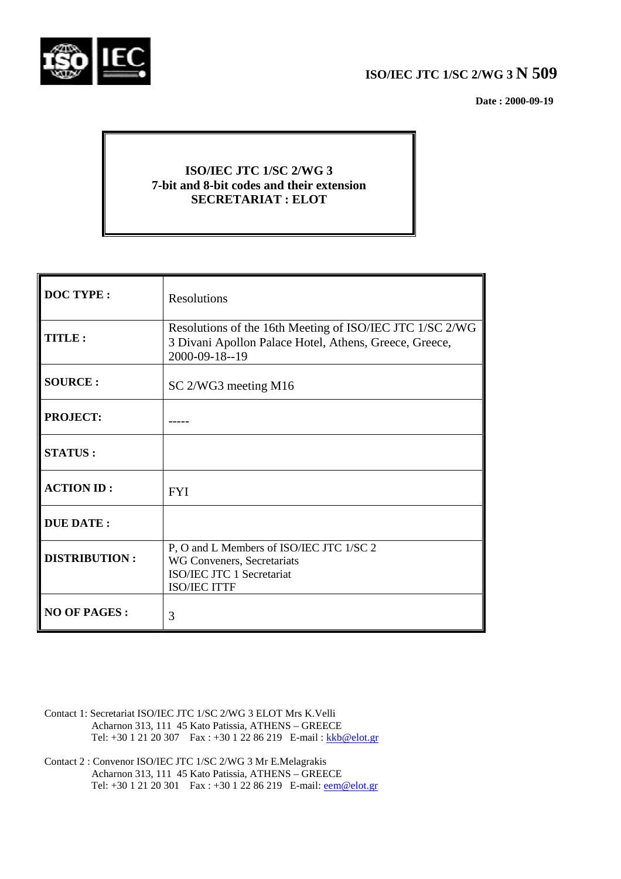**ISO/IEC JTC 1/SC 2/WG 3 N 509**

**Date : 2000-09-19**

**ISO/IEC JTC 1/SC 2/WG 3**
**7-bit and 8-bit codes and their extension**
**SECRETARIAT : ELOT**

| | |
|---|---|
| **DOC TYPE :** | Resolutions |
| **TITLE :** | Resolutions of the 16th Meeting of ISO/IEC JTC 1/SC 2/WG 3 Divani Apollon Palace Hotel, Athens, Greece, Greece, 2000-09-18--19 |
| **SOURCE :** | SC 2/WG3 meeting M16 |
| **PROJECT:** | ----- |
| **STATUS :** | |
| **ACTION ID :** | FYI |
| **DUE DATE :** | |
| **DISTRIBUTION :** | P, O and L Members of ISO/IEC JTC 1/SC 2<br>WG Conveners, Secretariats<br>ISO/IEC JTC 1 Secretariat<br>ISO/IEC ITTF |
| **NO OF PAGES :** | 3 |

Contact 1: Secretariat ISO/IEC JTC 1/SC 2/WG 3 ELOT Mrs K.Velli
Acharnon 313, 111 45 Kato Patissia, ATHENS – GREECE
Tel: +30 1 21 20 307 Fax : +30 1 22 86 219 E-mail : kkb@elot.gr

Contact 2 : Convenor ISO/IEC JTC 1/SC 2/WG 3 Mr E.Melagrakis
Acharnon 313, 111 45 Kato Patissia, ATHENS – GREECE
Tel: +30 1 21 20 301 Fax : +30 1 22 86 219 E-mail: eem@elot.gr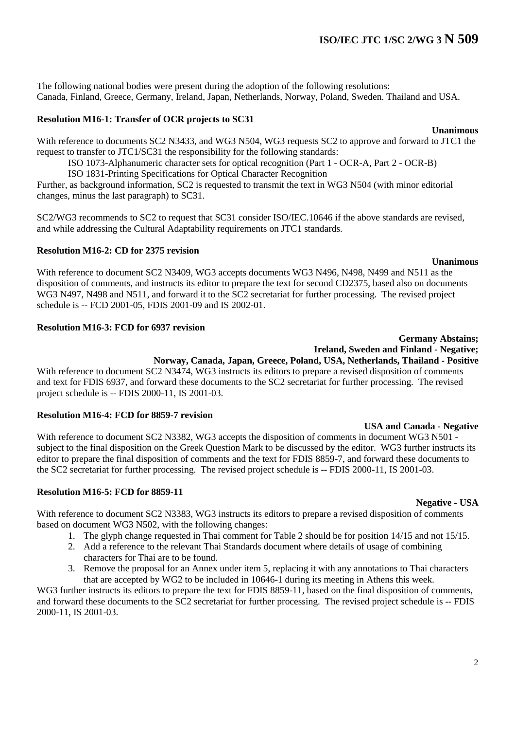The following national bodies were present during the adoption of the following resolutions:
Canada, Finland, Greece, Germany, Ireland, Japan, Netherlands, Norway, Poland, Sweden. Thailand and USA.

**Resolution M16-1: Transfer of OCR projects to SC31**

**Unanimous**

With reference to documents SC2 N3433, and WG3 N504, WG3 requests SC2 to approve and forward to JTC1 the request to transfer to JTC1/SC31 the responsibility for the following standards:

ISO 1073-Alphanumeric character sets for optical recognition (Part 1 - OCR-A, Part 2 - OCR-B)
ISO 1831-Printing Specifications for Optical Character Recognition

Further, as background information, SC2 is requested to transmit the text in WG3 N504 (with minor editorial changes, minus the last paragraph) to SC31.

SC2/WG3 recommends to SC2 to request that SC31 consider ISO/IEC.10646 if the above standards are revised, and while addressing the Cultural Adaptability requirements on JTC1 standards.

**Resolution M16-2: CD for 2375 revision**

**Unanimous**

With reference to document SC2 N3409, WG3 accepts documents WG3 N496, N498, N499 and N511 as the disposition of comments, and instructs its editor to prepare the text for second CD2375, based also on documents WG3 N497, N498 and N511, and forward it to the SC2 secretariat for further processing. The revised project schedule is -- FCD 2001-05, FDIS 2001-09 and IS 2002-01.

**Resolution M16-3: FCD for 6937 revision**

**Germany Abstains;**
**Ireland, Sweden and Finland - Negative;**
**Norway, Canada, Japan, Greece, Poland, USA, Netherlands, Thailand - Positive**

With reference to document SC2 N3474, WG3 instructs its editors to prepare a revised disposition of comments and text for FDIS 6937, and forward these documents to the SC2 secretariat for further processing. The revised project schedule is -- FDIS 2000-11, IS 2001-03.

**Resolution M16-4: FCD for 8859-7 revision**

**USA and Canada - Negative**

With reference to document SC2 N3382, WG3 accepts the disposition of comments in document WG3 N501 - subject to the final disposition on the Greek Question Mark to be discussed by the editor. WG3 further instructs its editor to prepare the final disposition of comments and the text for FDIS 8859-7, and forward these documents to the SC2 secretariat for further processing. The revised project schedule is -- FDIS 2000-11, IS 2001-03.

**Resolution M16-5: FCD for 8859-11**

**Negative - USA**

With reference to document SC2 N3383, WG3 instructs its editors to prepare a revised disposition of comments based on document WG3 N502, with the following changes:

1. The glyph change requested in Thai comment for Table 2 should be for position 14/15 and not 15/15.
2. Add a reference to the relevant Thai Standards document where details of usage of combining characters for Thai are to be found.
3. Remove the proposal for an Annex under item 5, replacing it with any annotations to Thai characters that are accepted by WG2 to be included in 10646-1 during its meeting in Athens this week.

WG3 further instructs its editors to prepare the text for FDIS 8859-11, based on the final disposition of comments, and forward these documents to the SC2 secretariat for further processing. The revised project schedule is -- FDIS 2000-11, IS 2001-03.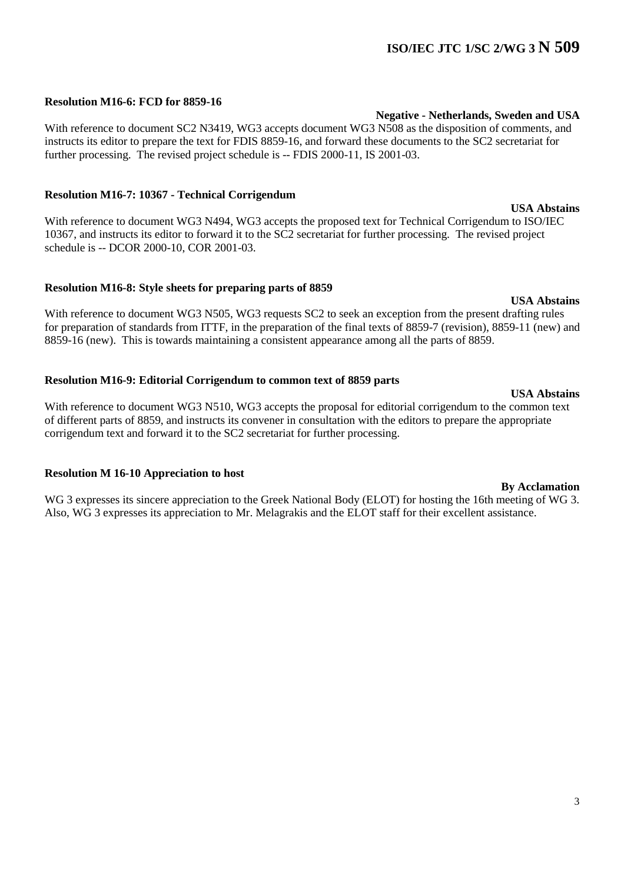**Resolution M16-6: FCD for 8859-16**

**Negative - Netherlands, Sweden and USA**

With reference to document SC2 N3419, WG3 accepts document WG3 N508 as the disposition of comments, and instructs its editor to prepare the text for FDIS 8859-16, and forward these documents to the SC2 secretariat for further processing. The revised project schedule is -- FDIS 2000-11, IS 2001-03.

**Resolution M16-7: 10367 - Technical Corrigendum**

**USA Abstains**

With reference to document WG3 N494, WG3 accepts the proposed text for Technical Corrigendum to ISO/IEC 10367, and instructs its editor to forward it to the SC2 secretariat for further processing. The revised project schedule is -- DCOR 2000-10, COR 2001-03.

**Resolution M16-8: Style sheets for preparing parts of 8859**

**USA Abstains**

With reference to document WG3 N505, WG3 requests SC2 to seek an exception from the present drafting rules for preparation of standards from ITTF, in the preparation of the final texts of 8859-7 (revision), 8859-11 (new) and 8859-16 (new). This is towards maintaining a consistent appearance among all the parts of 8859.

**Resolution M16-9: Editorial Corrigendum to common text of 8859 parts**

**USA Abstains**

With reference to document WG3 N510, WG3 accepts the proposal for editorial corrigendum to the common text of different parts of 8859, and instructs its convener in consultation with the editors to prepare the appropriate corrigendum text and forward it to the SC2 secretariat for further processing.

**Resolution M 16-10 Appreciation to host**

**By Acclamation**

WG 3 expresses its sincere appreciation to the Greek National Body (ELOT) for hosting the 16th meeting of WG 3. Also, WG 3 expresses its appreciation to Mr. Melagrakis and the ELOT staff for their excellent assistance.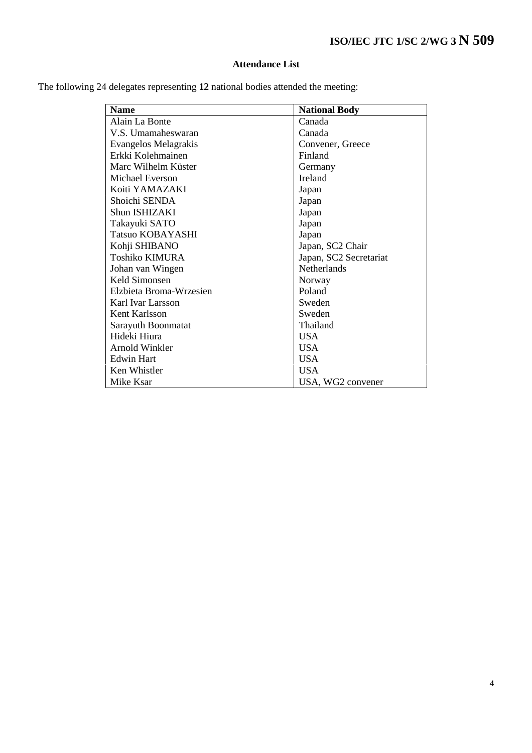**Attendance List**

The following 24 delegates representing **12** national bodies attended the meeting:

| Name | National Body |
|---|---|
| Alain La Bonte | Canada |
| V.S. Umamaheswaran | Canada |
| Evangelos Melagrakis | Convener, Greece |
| Erkki Kolehmainen | Finland |
| Marc Wilhelm Küster | Germany |
| Michael Everson | Ireland |
| Koiti YAMAZAKI | Japan |
| Shoichi SENDA | Japan |
| Shun ISHIZAKI | Japan |
| Takayuki SATO | Japan |
| Tatsuo KOBAYASHI | Japan |
| Kohji SHIBANO | Japan, SC2 Chair |
| Toshiko KIMURA | Japan, SC2 Secretariat |
| Johan van Wingen | Netherlands |
| Keld Simonsen | Norway |
| Elzbieta Broma-Wrzesien | Poland |
| Karl Ivar Larsson | Sweden |
| Kent Karlsson | Sweden |
| Sarayuth Boonmatat | Thailand |
| Hideki Hiura | USA |
| Arnold Winkler | USA |
| Edwin Hart | USA |
| Ken Whistler | USA |
| Mike Ksar | USA, WG2 convener |